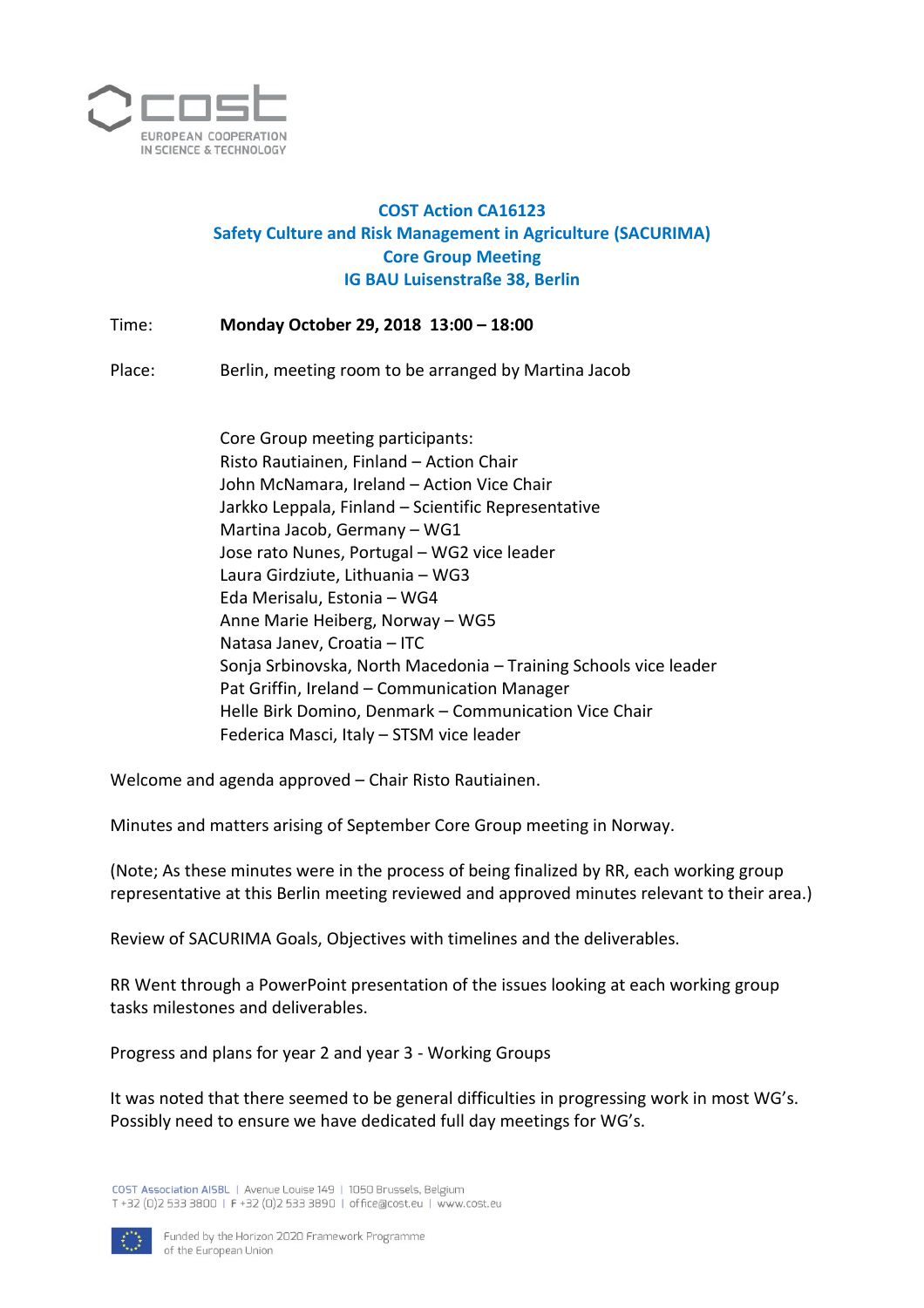**COST Action CA16123**
**Safety Culture and Risk Management in Agriculture (SACURIMA)**
**Core Group Meeting**
**IG BAU Luisenstraße 38, Berlin**

Time: **Monday October 29, 2018 13:00 – 18:00**

Place: Berlin, meeting room to be arranged by Martina Jacob

Core Group meeting participants:
Risto Rautiainen, Finland – Action Chair
John McNamara, Ireland – Action Vice Chair
Jarkko Leppala, Finland – Scientific Representative
Martina Jacob, Germany – WG1
Jose rato Nunes, Portugal – WG2 vice leader
Laura Girdziute, Lithuania – WG3
Eda Merisalu, Estonia – WG4
Anne Marie Heiberg, Norway – WG5
Natasa Janev, Croatia – ITC
Sonja Srbinovska, North Macedonia – Training Schools vice leader
Pat Griffin, Ireland – Communication Manager
Helle Birk Domino, Denmark – Communication Vice Chair
Federica Masci, Italy – STSM vice leader

Welcome and agenda approved – Chair Risto Rautiainen.

Minutes and matters arising of September Core Group meeting in Norway.

(Note; As these minutes were in the process of being finalized by RR, each working group representative at this Berlin meeting reviewed and approved minutes relevant to their area.)

Review of SACURIMA Goals, Objectives with timelines and the deliverables.

RR Went through a PowerPoint presentation of the issues looking at each working group tasks milestones and deliverables.

Progress and plans for year 2 and year 3 - Working Groups

It was noted that there seemed to be general difficulties in progressing work in most WG's. Possibly need to ensure we have dedicated full day meetings for WG's.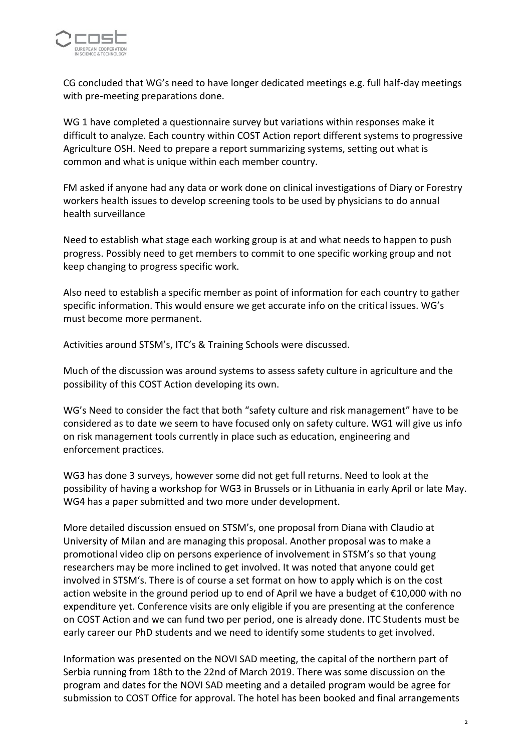CG concluded that WG's need to have longer dedicated meetings e.g. full half-day meetings with pre-meeting preparations done.

WG 1 have completed a questionnaire survey but variations within responses make it difficult to analyze. Each country within COST Action report different systems to progressive Agriculture OSH. Need to prepare a report summarizing systems, setting out what is common and what is unique within each member country.

FM asked if anyone had any data or work done on clinical investigations of Diary or Forestry workers health issues to develop screening tools to be used by physicians to do annual health surveillance

Need to establish what stage each working group is at and what needs to happen to push progress. Possibly need to get members to commit to one specific working group and not keep changing to progress specific work.

Also need to establish a specific member as point of information for each country to gather specific information. This would ensure we get accurate info on the critical issues. WG's must become more permanent.

Activities around STSM's, ITC's & Training Schools were discussed.

Much of the discussion was around systems to assess safety culture in agriculture and the possibility of this COST Action developing its own.

WG's Need to consider the fact that both "safety culture and risk management" have to be considered as to date we seem to have focused only on safety culture. WG1 will give us info on risk management tools currently in place such as education, engineering and enforcement practices.

WG3 has done 3 surveys, however some did not get full returns. Need to look at the possibility of having a workshop for WG3 in Brussels or in Lithuania in early April or late May. WG4 has a paper submitted and two more under development.

More detailed discussion ensued on STSM's, one proposal from Diana with Claudio at University of Milan and are managing this proposal. Another proposal was to make a promotional video clip on persons experience of involvement in STSM's so that young researchers may be more inclined to get involved. It was noted that anyone could get involved in STSM's. There is of course a set format on how to apply which is on the cost action website in the ground period up to end of April we have a budget of €10,000 with no expenditure yet. Conference visits are only eligible if you are presenting at the conference on COST Action and we can fund two per period, one is already done. ITC Students must be early career our PhD students and we need to identify some students to get involved.

Information was presented on the NOVI SAD meeting, the capital of the northern part of Serbia running from 18th to the 22nd of March 2019. There was some discussion on the program and dates for the NOVI SAD meeting and a detailed program would be agree for submission to COST Office for approval. The hotel has been booked and final arrangements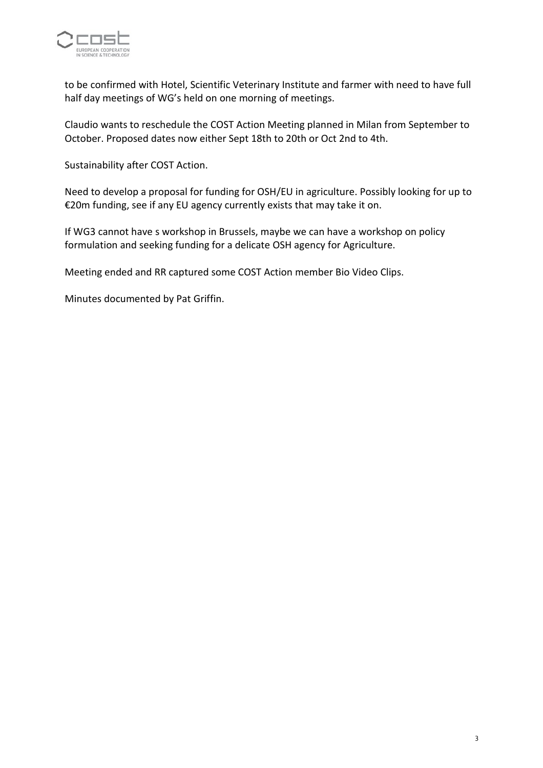to be confirmed with Hotel, Scientific Veterinary Institute and farmer with need to have full half day meetings of WG's held on one morning of meetings.

Claudio wants to reschedule the COST Action Meeting planned in Milan from September to October. Proposed dates now either Sept 18th to 20th or Oct 2nd to 4th.

Sustainability after COST Action.

Need to develop a proposal for funding for OSH/EU in agriculture. Possibly looking for up to €20m funding, see if any EU agency currently exists that may take it on.

If WG3 cannot have s workshop in Brussels, maybe we can have a workshop on policy formulation and seeking funding for a delicate OSH agency for Agriculture.

Meeting ended and RR captured some COST Action member Bio Video Clips.

Minutes documented by Pat Griffin.